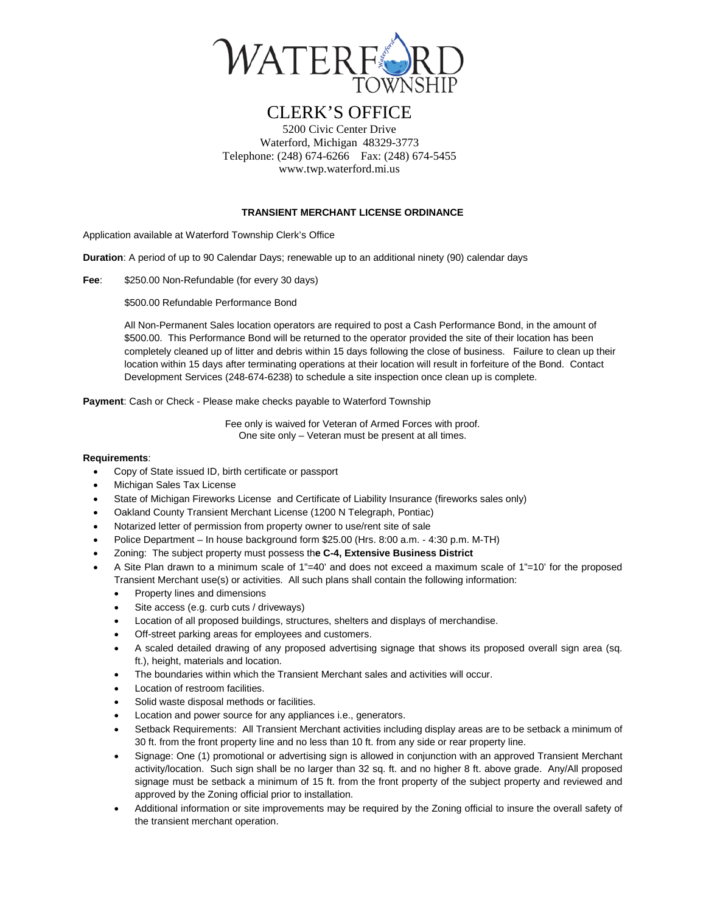# WATERFORD TOWNSHIP

## CLERK'S OFFICE

5200 Civic Center Drive
Waterford, Michigan 48329-3773
Telephone: (248) 674-6266 Fax: (248) 674-5455
www.twp.waterford.mi.us

### TRANSIENT MERCHANT LICENSE ORDINANCE

Application available at Waterford Township Clerk's Office

**Duration**: A period of up to 90 Calendar Days; renewable up to an additional ninety (90) calendar days

**Fee**: $250.00 Non-Refundable (for every 30 days)

$500.00 Refundable Performance Bond

All Non-Permanent Sales location operators are required to post a Cash Performance Bond, in the amount of $500.00. This Performance Bond will be returned to the operator provided the site of their location has been completely cleaned up of litter and debris within 15 days following the close of business. Failure to clean up their location within 15 days after terminating operations at their location will result in forfeiture of the Bond. Contact Development Services (248-674-6238) to schedule a site inspection once clean up is complete.

**Payment**: Cash or Check - Please make checks payable to Waterford Township

Fee only is waived for Veteran of Armed Forces with proof.
One site only – Veteran must be present at all times.

**Requirements**:

- Copy of State issued ID, birth certificate or passport
- Michigan Sales Tax License
- State of Michigan Fireworks License and Certificate of Liability Insurance (fireworks sales only)
- Oakland County Transient Merchant License (1200 N Telegraph, Pontiac)
- Notarized letter of permission from property owner to use/rent site of sale
- Police Department – In house background form $25.00 (Hrs. 8:00 a.m. - 4:30 p.m. M-TH)
- Zoning: The subject property must possess th**e C-4, Extensive Business District**
- A Site Plan drawn to a minimum scale of 1"=40' and does not exceed a maximum scale of 1"=10' for the proposed Transient Merchant use(s) or activities. All such plans shall contain the following information:
  - Property lines and dimensions
  - Site access (e.g. curb cuts / driveways)
  - Location of all proposed buildings, structures, shelters and displays of merchandise.
  - Off-street parking areas for employees and customers.
  - A scaled detailed drawing of any proposed advertising signage that shows its proposed overall sign area (sq. ft.), height, materials and location.
  - The boundaries within which the Transient Merchant sales and activities will occur.
  - Location of restroom facilities.
  - Solid waste disposal methods or facilities.
  - Location and power source for any appliances i.e., generators.
  - Setback Requirements: All Transient Merchant activities including display areas are to be setback a minimum of 30 ft. from the front property line and no less than 10 ft. from any side or rear property line.
  - Signage: One (1) promotional or advertising sign is allowed in conjunction with an approved Transient Merchant activity/location. Such sign shall be no larger than 32 sq. ft. and no higher 8 ft. above grade. Any/All proposed signage must be setback a minimum of 15 ft. from the front property of the subject property and reviewed and approved by the Zoning official prior to installation.
  - Additional information or site improvements may be required by the Zoning official to insure the overall safety of the transient merchant operation.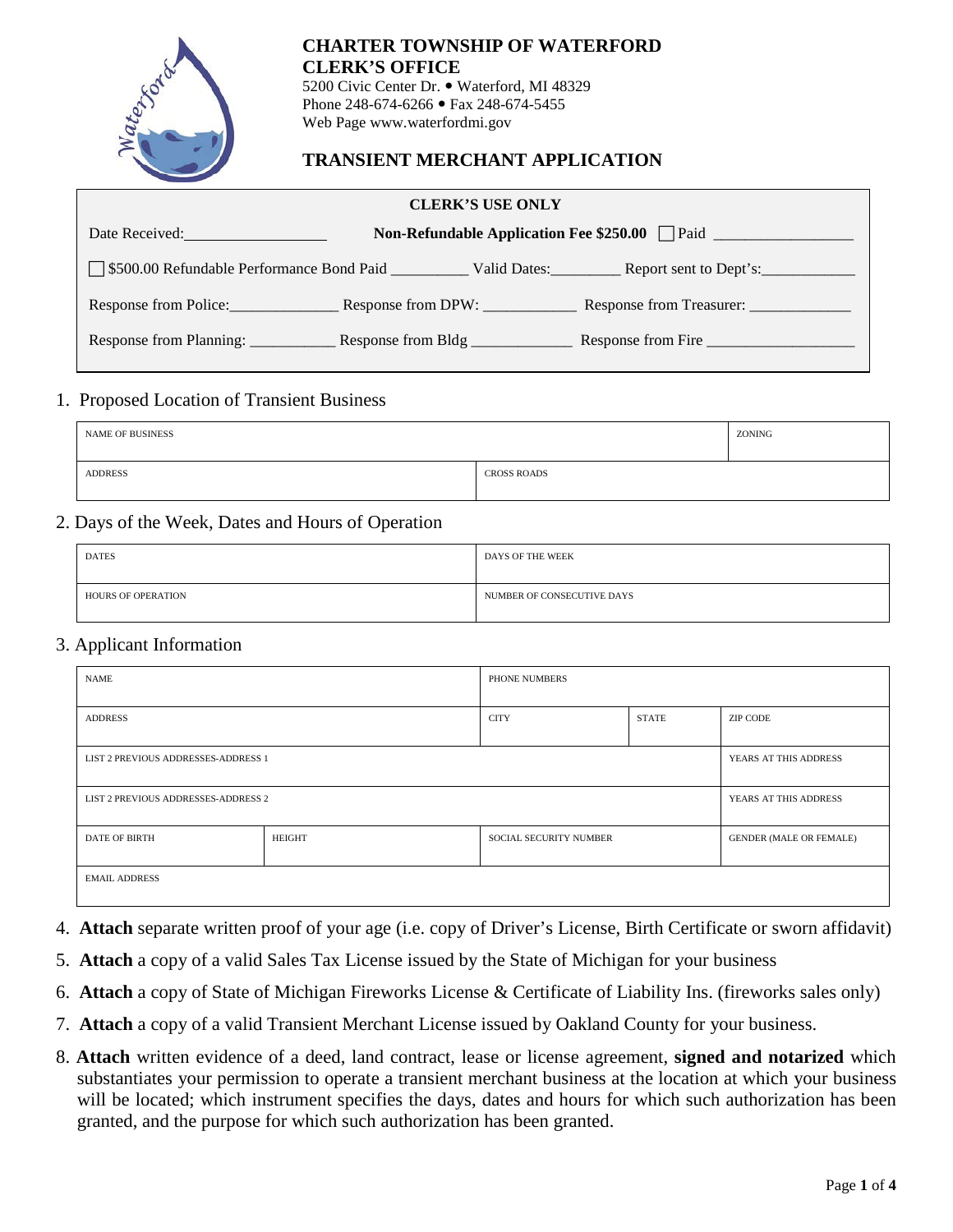# CHARTER TOWNSHIP OF WATERFORD
## CLERK'S OFFICE

5200 Civic Center Dr. • Waterford, MI 48329
Phone 248-674-6266 • Fax 248-674-5455
Web Page www.waterfordmi.gov

## TRANSIENT MERCHANT APPLICATION

| CLERK'S USE ONLY | | |
|---|---|---|
| Date Received:__________________ | **Non-Refundable Application Fee $250.00** ☐ Paid __________________ | |
| ☐ $500.00 Refundable Performance Bond Paid __________ | Valid Dates:_________ | Report sent to Dept's:____________ |
| Response from Police:______________ | Response from DPW: ____________ | Response from Treasurer: _____________ |
| Response from Planning: ___________ | Response from Bldg _____________ | Response from Fire ___________________ |

1. Proposed Location of Transient Business

| NAME OF BUSINESS | | ZONING |
|---|---|---|
| ADDRESS | CROSS ROADS | |

2. Days of the Week, Dates and Hours of Operation

| DATES | DAYS OF THE WEEK |
|---|---|
| HOURS OF OPERATION | NUMBER OF CONSECUTIVE DAYS |

3. Applicant Information

| NAME | | PHONE NUMBERS | | |
|---|---|---|---|---|
| ADDRESS | | CITY | STATE | ZIP CODE |
| LIST 2 PREVIOUS ADDRESSES-ADDRESS 1 | | | | YEARS AT THIS ADDRESS |
| LIST 2 PREVIOUS ADDRESSES-ADDRESS 2 | | | | YEARS AT THIS ADDRESS |
| DATE OF BIRTH | HEIGHT | SOCIAL SECURITY NUMBER | | GENDER (MALE OR FEMALE) |
| EMAIL ADDRESS | | | | |

4. **Attach** separate written proof of your age (i.e. copy of Driver's License, Birth Certificate or sworn affidavit)
5. **Attach** a copy of a valid Sales Tax License issued by the State of Michigan for your business
6. **Attach** a copy of State of Michigan Fireworks License & Certificate of Liability Ins. (fireworks sales only)
7. **Attach** a copy of a valid Transient Merchant License issued by Oakland County for your business.
8. **Attach** written evidence of a deed, land contract, lease or license agreement, **signed and notarized** which substantiates your permission to operate a transient merchant business at the location at which your business will be located; which instrument specifies the days, dates and hours for which such authorization has been granted, and the purpose for which such authorization has been granted.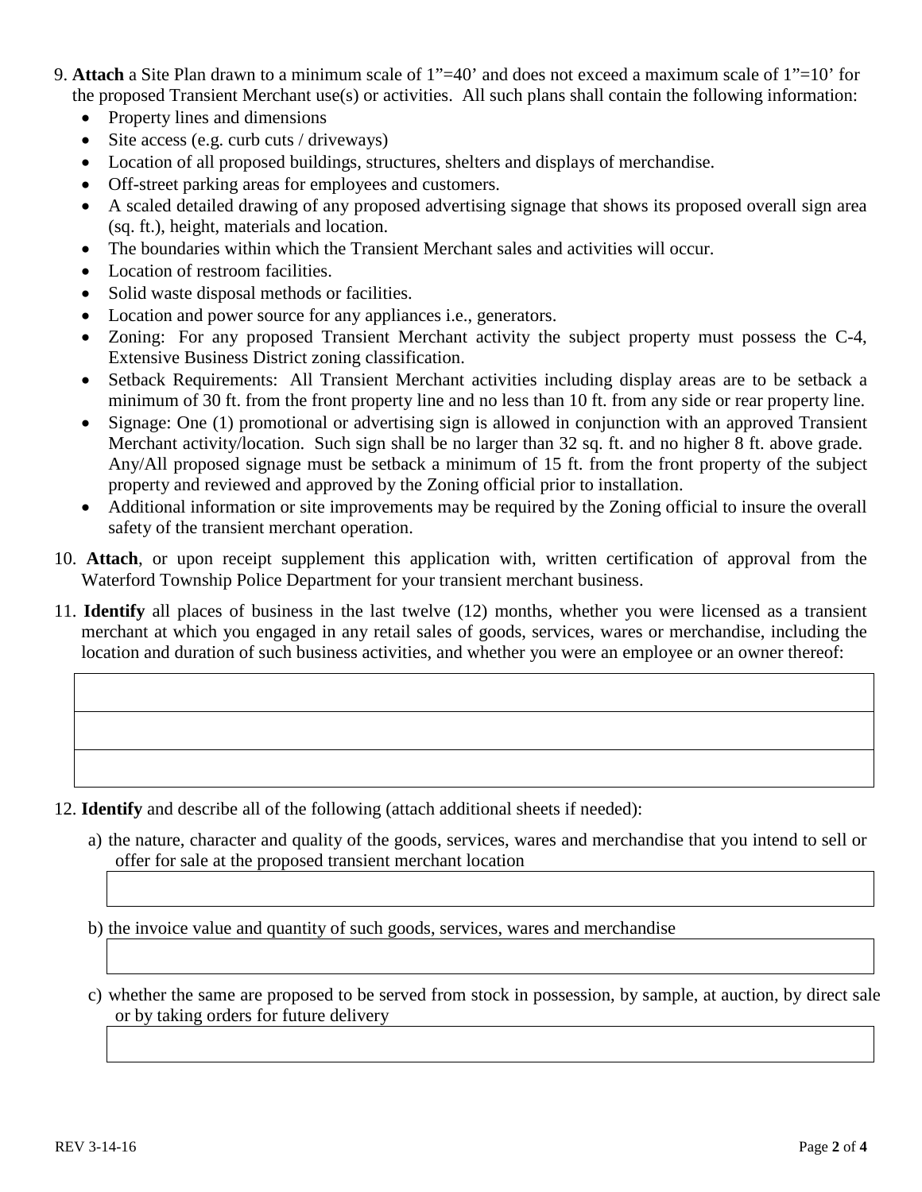9. **Attach** a Site Plan drawn to a minimum scale of 1"=40' and does not exceed a maximum scale of 1"=10' for the proposed Transient Merchant use(s) or activities. All such plans shall contain the following information:
   - Property lines and dimensions
   - Site access (e.g. curb cuts / driveways)
   - Location of all proposed buildings, structures, shelters and displays of merchandise.
   - Off-street parking areas for employees and customers.
   - A scaled detailed drawing of any proposed advertising signage that shows its proposed overall sign area (sq. ft.), height, materials and location.
   - The boundaries within which the Transient Merchant sales and activities will occur.
   - Location of restroom facilities.
   - Solid waste disposal methods or facilities.
   - Location and power source for any appliances i.e., generators.
   - Zoning: For any proposed Transient Merchant activity the subject property must possess the C-4, Extensive Business District zoning classification.
   - Setback Requirements: All Transient Merchant activities including display areas are to be setback a minimum of 30 ft. from the front property line and no less than 10 ft. from any side or rear property line.
   - Signage: One (1) promotional or advertising sign is allowed in conjunction with an approved Transient Merchant activity/location. Such sign shall be no larger than 32 sq. ft. and no higher 8 ft. above grade. Any/All proposed signage must be setback a minimum of 15 ft. from the front property of the subject property and reviewed and approved by the Zoning official prior to installation.
   - Additional information or site improvements may be required by the Zoning official to insure the overall safety of the transient merchant operation.

10. **Attach**, or upon receipt supplement this application with, written certification of approval from the Waterford Township Police Department for your transient merchant business.

11. **Identify** all places of business in the last twelve (12) months, whether you were licensed as a transient merchant at which you engaged in any retail sales of goods, services, wares or merchandise, including the location and duration of such business activities, and whether you were an employee or an owner thereof:

| |
|---|
| |
| |
| |

12. **Identify** and describe all of the following (attach additional sheets if needed):

    a) the nature, character and quality of the goods, services, wares and merchandise that you intend to sell or offer for sale at the proposed transient merchant location

    b) the invoice value and quantity of such goods, services, wares and merchandise

    c) whether the same are proposed to be served from stock in possession, by sample, at auction, by direct sale or by taking orders for future delivery

REV 3-14-16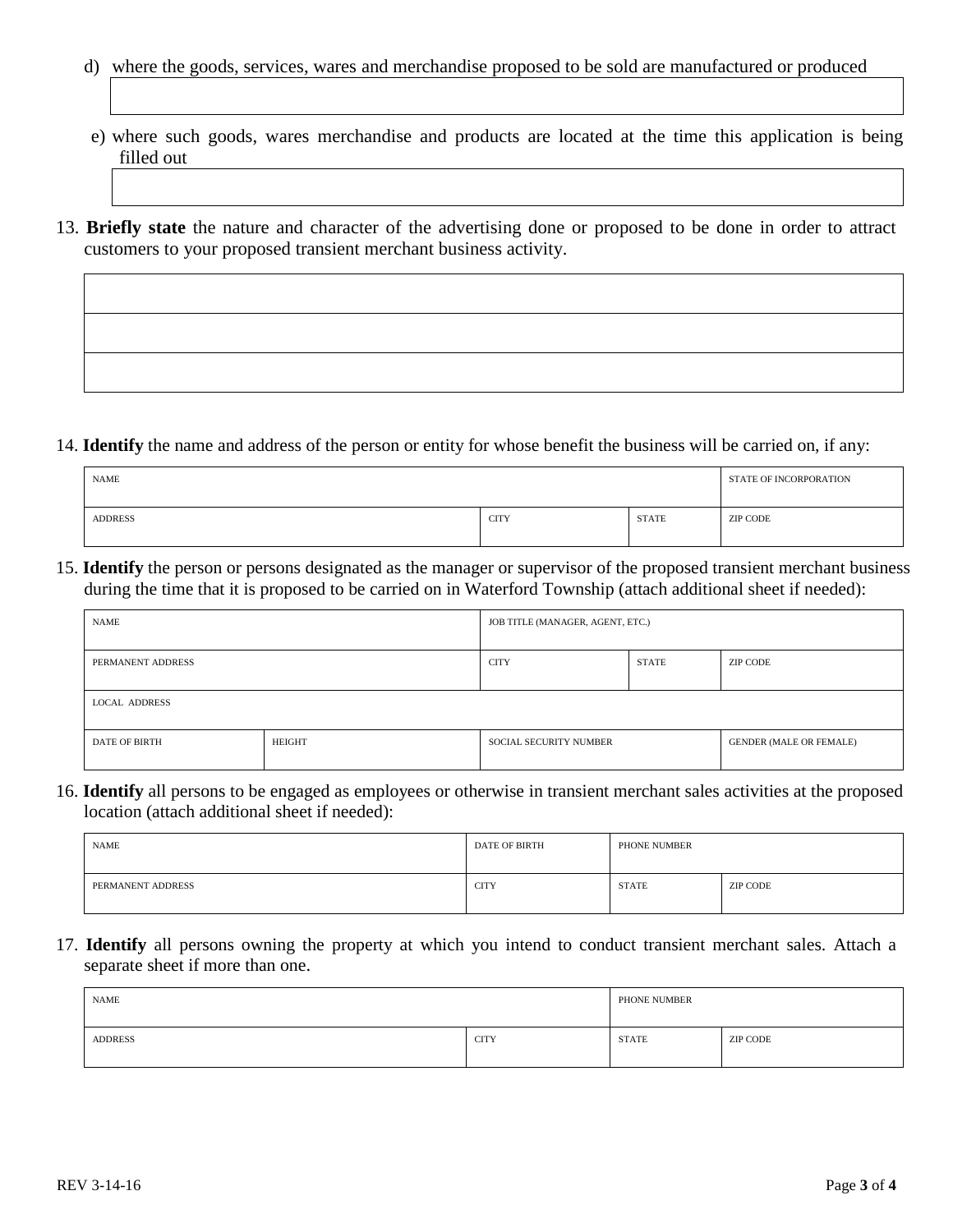d) where the goods, services, wares and merchandise proposed to be sold are manufactured or produced

| |
|---|
| |

e) where such goods, wares merchandise and products are located at the time this application is being filled out

| |
|---|
| |

13. **Briefly state** the nature and character of the advertising done or proposed to be done in order to attract customers to your proposed transient merchant business activity.

| |
|---|
| |
| |
| |

14. **Identify** the name and address of the person or entity for whose benefit the business will be carried on, if any:

| NAME | | | STATE OF INCORPORATION |
|---|---|---|---|
| ADDRESS | CITY | STATE | ZIP CODE |

15. **Identify** the person or persons designated as the manager or supervisor of the proposed transient merchant business during the time that it is proposed to be carried on in Waterford Township (attach additional sheet if needed):

| NAME | | JOB TITLE (MANAGER, AGENT, ETC.) | | |
|---|---|---|---|---|
| PERMANENT ADDRESS | | CITY | STATE | ZIP CODE |
| LOCAL ADDRESS | | | | |
| DATE OF BIRTH | HEIGHT | SOCIAL SECURITY NUMBER | | GENDER (MALE OR FEMALE) |

16. **Identify** all persons to be engaged as employees or otherwise in transient merchant sales activities at the proposed location (attach additional sheet if needed):

| NAME | DATE OF BIRTH | PHONE NUMBER | |
|---|---|---|---|
| PERMANENT ADDRESS | CITY | STATE | ZIP CODE |

17. **Identify** all persons owning the property at which you intend to conduct transient merchant sales. Attach a separate sheet if more than one.

| NAME | | PHONE NUMBER | |
|---|---|---|---|
| ADDRESS | CITY | STATE | ZIP CODE |

REV 3-14-16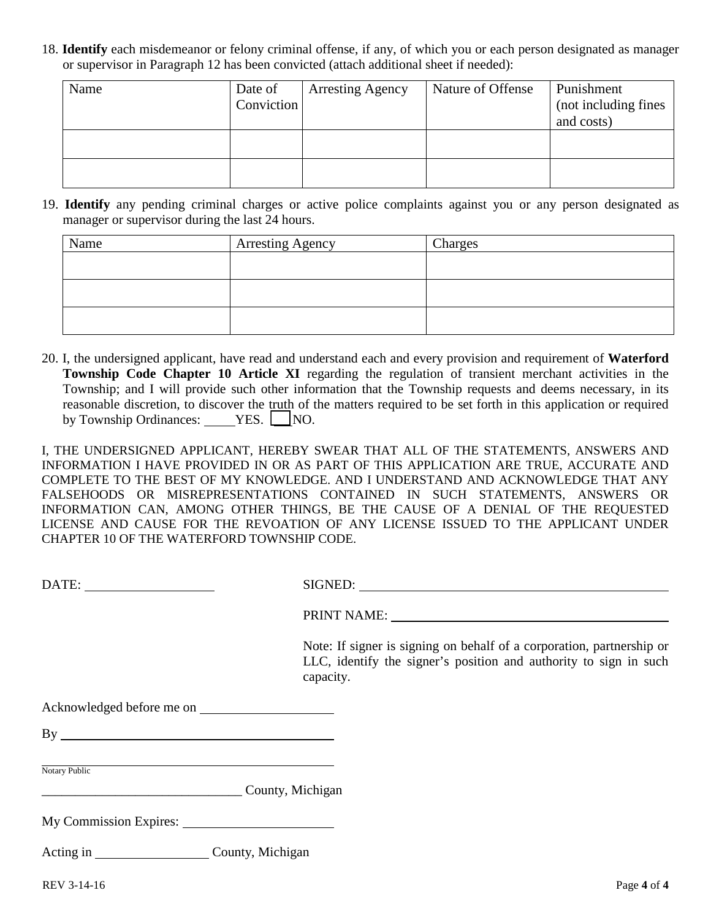18. **Identify** each misdemeanor or felony criminal offense, if any, of which you or each person designated as manager or supervisor in Paragraph 12 has been convicted (attach additional sheet if needed):

| Name | Date of Conviction | Arresting Agency | Nature of Offense | Punishment (not including fines and costs) |
|---|---|---|---|---|
| | | | | |
| | | | | |

19. **Identify** any pending criminal charges or active police complaints against you or any person designated as manager or supervisor during the last 24 hours.

| Name | Arresting Agency | Charges |
|---|---|---|
| | | |
| | | |
| | | |

20. I, the undersigned applicant, have read and understand each and every provision and requirement of **Waterford Township Code Chapter 10 Article XI** regarding the regulation of transient merchant activities in the Township; and I will provide such other information that the Township requests and deems necessary, in its reasonable discretion, to discover the truth of the matters required to be set forth in this application or required by Township Ordinances: _____YES. ☐ NO.

I, THE UNDERSIGNED APPLICANT, HEREBY SWEAR THAT ALL OF THE STATEMENTS, ANSWERS AND INFORMATION I HAVE PROVIDED IN OR AS PART OF THIS APPLICATION ARE TRUE, ACCURATE AND COMPLETE TO THE BEST OF MY KNOWLEDGE. AND I UNDERSTAND AND ACKNOWLEDGE THAT ANY FALSEHOODS OR MISREPRESENTATIONS CONTAINED IN SUCH STATEMENTS, ANSWERS OR INFORMATION CAN, AMONG OTHER THINGS, BE THE CAUSE OF A DENIAL OF THE REQUESTED LICENSE AND CAUSE FOR THE REVOATION OF ANY LICENSE ISSUED TO THE APPLICANT UNDER CHAPTER 10 OF THE WATERFORD TOWNSHIP CODE.

DATE: ____________________

SIGNED: ____________________________________________

PRINT NAME: ________________________________________

Note: If signer is signing on behalf of a corporation, partnership or LLC, identify the signer's position and authority to sign in such capacity.

Acknowledged before me on ____________________

By ____________________________________________

____________________________________________
Notary Public

______________________________ County, Michigan

My Commission Expires: ______________________

Acting in ________________ County, Michigan

REV 3-14-16